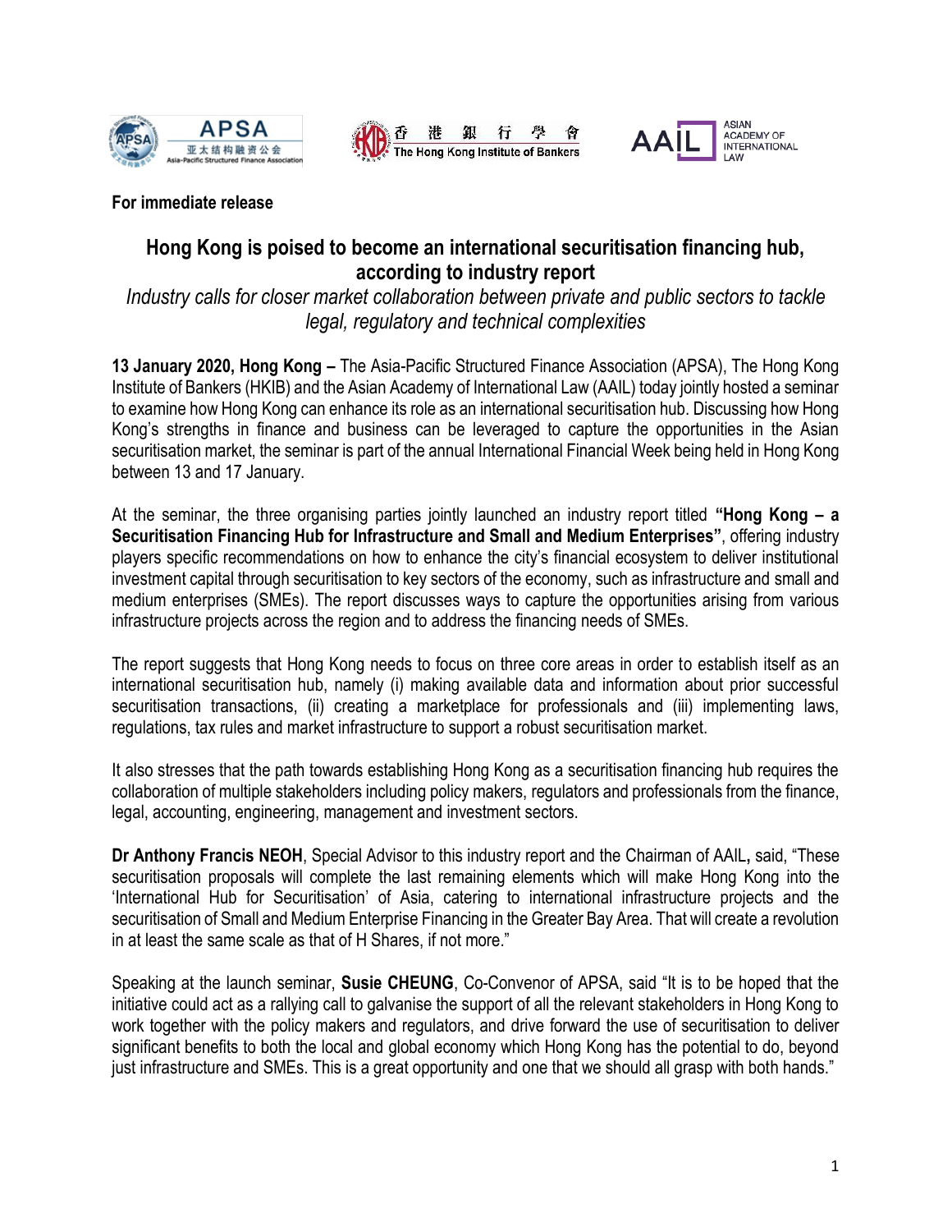**For immediate release**

## Hong Kong is poised to become an international securitisation financing hub, according to industry report

*Industry calls for closer market collaboration between private and public sectors to tackle legal, regulatory and technical complexities*

**13 January 2020, Hong Kong –** The Asia-Pacific Structured Finance Association (APSA), The Hong Kong Institute of Bankers (HKIB) and the Asian Academy of International Law (AAIL) today jointly hosted a seminar to examine how Hong Kong can enhance its role as an international securitisation hub. Discussing how Hong Kong's strengths in finance and business can be leveraged to capture the opportunities in the Asian securitisation market, the seminar is part of the annual International Financial Week being held in Hong Kong between 13 and 17 January.

At the seminar, the three organising parties jointly launched an industry report titled **"Hong Kong – a Securitisation Financing Hub for Infrastructure and Small and Medium Enterprises"**, offering industry players specific recommendations on how to enhance the city's financial ecosystem to deliver institutional investment capital through securitisation to key sectors of the economy, such as infrastructure and small and medium enterprises (SMEs). The report discusses ways to capture the opportunities arising from various infrastructure projects across the region and to address the financing needs of SMEs.

The report suggests that Hong Kong needs to focus on three core areas in order to establish itself as an international securitisation hub, namely (i) making available data and information about prior successful securitisation transactions, (ii) creating a marketplace for professionals and (iii) implementing laws, regulations, tax rules and market infrastructure to support a robust securitisation market.

It also stresses that the path towards establishing Hong Kong as a securitisation financing hub requires the collaboration of multiple stakeholders including policy makers, regulators and professionals from the finance, legal, accounting, engineering, management and investment sectors.

**Dr Anthony Francis NEOH**, Special Advisor to this industry report and the Chairman of AAIL**,** said, "These securitisation proposals will complete the last remaining elements which will make Hong Kong into the 'International Hub for Securitisation' of Asia, catering to international infrastructure projects and the securitisation of Small and Medium Enterprise Financing in the Greater Bay Area. That will create a revolution in at least the same scale as that of H Shares, if not more."

Speaking at the launch seminar, **Susie CHEUNG**, Co-Convenor of APSA, said "It is to be hoped that the initiative could act as a rallying call to galvanise the support of all the relevant stakeholders in Hong Kong to work together with the policy makers and regulators, and drive forward the use of securitisation to deliver significant benefits to both the local and global economy which Hong Kong has the potential to do, beyond just infrastructure and SMEs. This is a great opportunity and one that we should all grasp with both hands."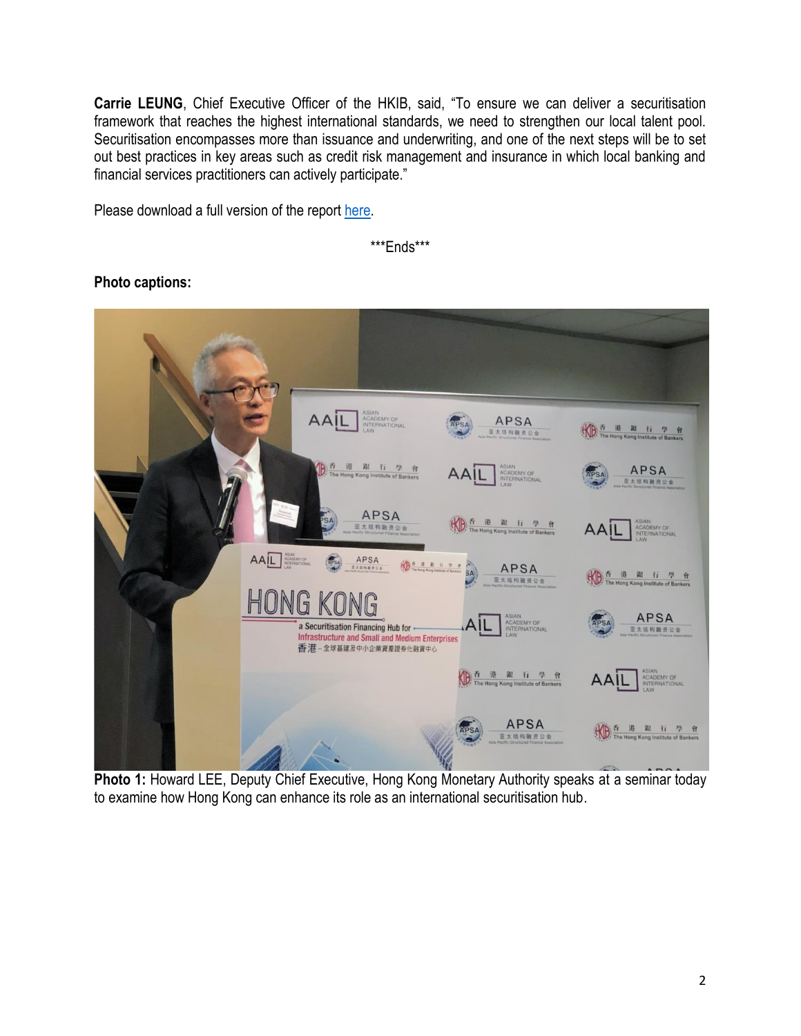**Carrie LEUNG**, Chief Executive Officer of the HKIB, said, "To ensure we can deliver a securitisation framework that reaches the highest international standards, we need to strengthen our local talent pool. Securitisation encompasses more than issuance and underwriting, and one of the next steps will be to set out best practices in key areas such as credit risk management and insurance in which local banking and financial services practitioners can actively participate."

Please download a full version of the report here.

\*\*\*Ends\*\*\*

**Photo captions:**

**Photo 1:** Howard LEE, Deputy Chief Executive, Hong Kong Monetary Authority speaks at a seminar today to examine how Hong Kong can enhance its role as an international securitisation hub.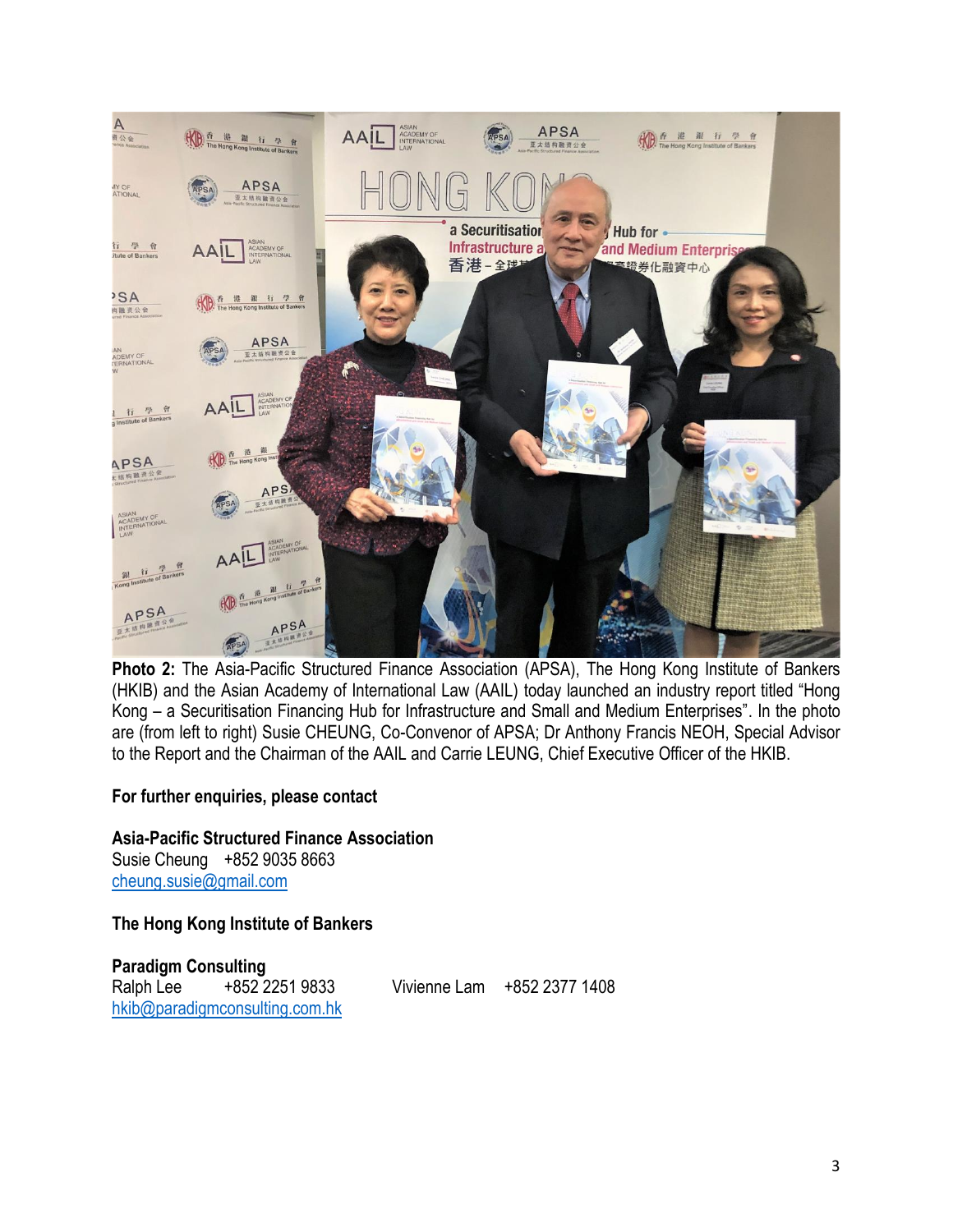**Photo 2:** The Asia-Pacific Structured Finance Association (APSA), The Hong Kong Institute of Bankers (HKIB) and the Asian Academy of International Law (AAIL) today launched an industry report titled "Hong Kong – a Securitisation Financing Hub for Infrastructure and Small and Medium Enterprises". In the photo are (from left to right) Susie CHEUNG, Co-Convenor of APSA; Dr Anthony Francis NEOH, Special Advisor to the Report and the Chairman of the AAIL and Carrie LEUNG, Chief Executive Officer of the HKIB.

**For further enquiries, please contact**

**Asia-Pacific Structured Finance Association**
Susie Cheung +852 9035 8663
cheung.susie@gmail.com

**The Hong Kong Institute of Bankers**

**Paradigm Consulting**
Ralph Lee +852 2251 9833 Vivienne Lam +852 2377 1408
hkib@paradigmconsulting.com.hk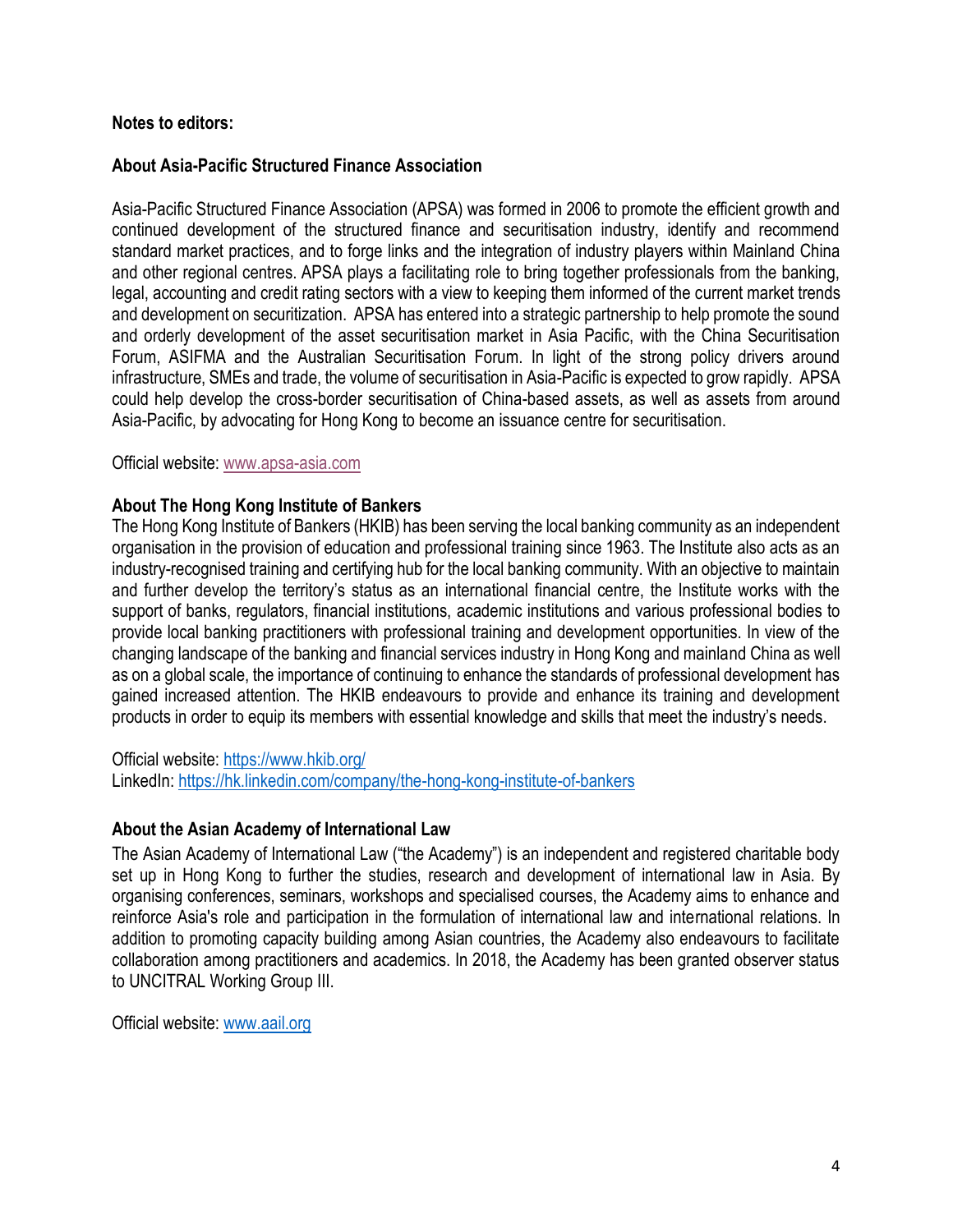**Notes to editors:**

**About Asia-Pacific Structured Finance Association**

Asia-Pacific Structured Finance Association (APSA) was formed in 2006 to promote the efficient growth and continued development of the structured finance and securitisation industry, identify and recommend standard market practices, and to forge links and the integration of industry players within Mainland China and other regional centres. APSA plays a facilitating role to bring together professionals from the banking, legal, accounting and credit rating sectors with a view to keeping them informed of the current market trends and development on securitization. APSA has entered into a strategic partnership to help promote the sound and orderly development of the asset securitisation market in Asia Pacific, with the China Securitisation Forum, ASIFMA and the Australian Securitisation Forum. In light of the strong policy drivers around infrastructure, SMEs and trade, the volume of securitisation in Asia-Pacific is expected to grow rapidly. APSA could help develop the cross-border securitisation of China-based assets, as well as assets from around Asia-Pacific, by advocating for Hong Kong to become an issuance centre for securitisation.

Official website: www.apsa-asia.com

**About The Hong Kong Institute of Bankers**

The Hong Kong Institute of Bankers (HKIB) has been serving the local banking community as an independent organisation in the provision of education and professional training since 1963. The Institute also acts as an industry-recognised training and certifying hub for the local banking community. With an objective to maintain and further develop the territory's status as an international financial centre, the Institute works with the support of banks, regulators, financial institutions, academic institutions and various professional bodies to provide local banking practitioners with professional training and development opportunities. In view of the changing landscape of the banking and financial services industry in Hong Kong and mainland China as well as on a global scale, the importance of continuing to enhance the standards of professional development has gained increased attention. The HKIB endeavours to provide and enhance its training and development products in order to equip its members with essential knowledge and skills that meet the industry's needs.

Official website: https://www.hkib.org/
LinkedIn: https://hk.linkedin.com/company/the-hong-kong-institute-of-bankers

**About the Asian Academy of International Law**

The Asian Academy of International Law ("the Academy") is an independent and registered charitable body set up in Hong Kong to further the studies, research and development of international law in Asia. By organising conferences, seminars, workshops and specialised courses, the Academy aims to enhance and reinforce Asia's role and participation in the formulation of international law and international relations. In addition to promoting capacity building among Asian countries, the Academy also endeavours to facilitate collaboration among practitioners and academics. In 2018, the Academy has been granted observer status to UNCITRAL Working Group III.

Official website: www.aail.org